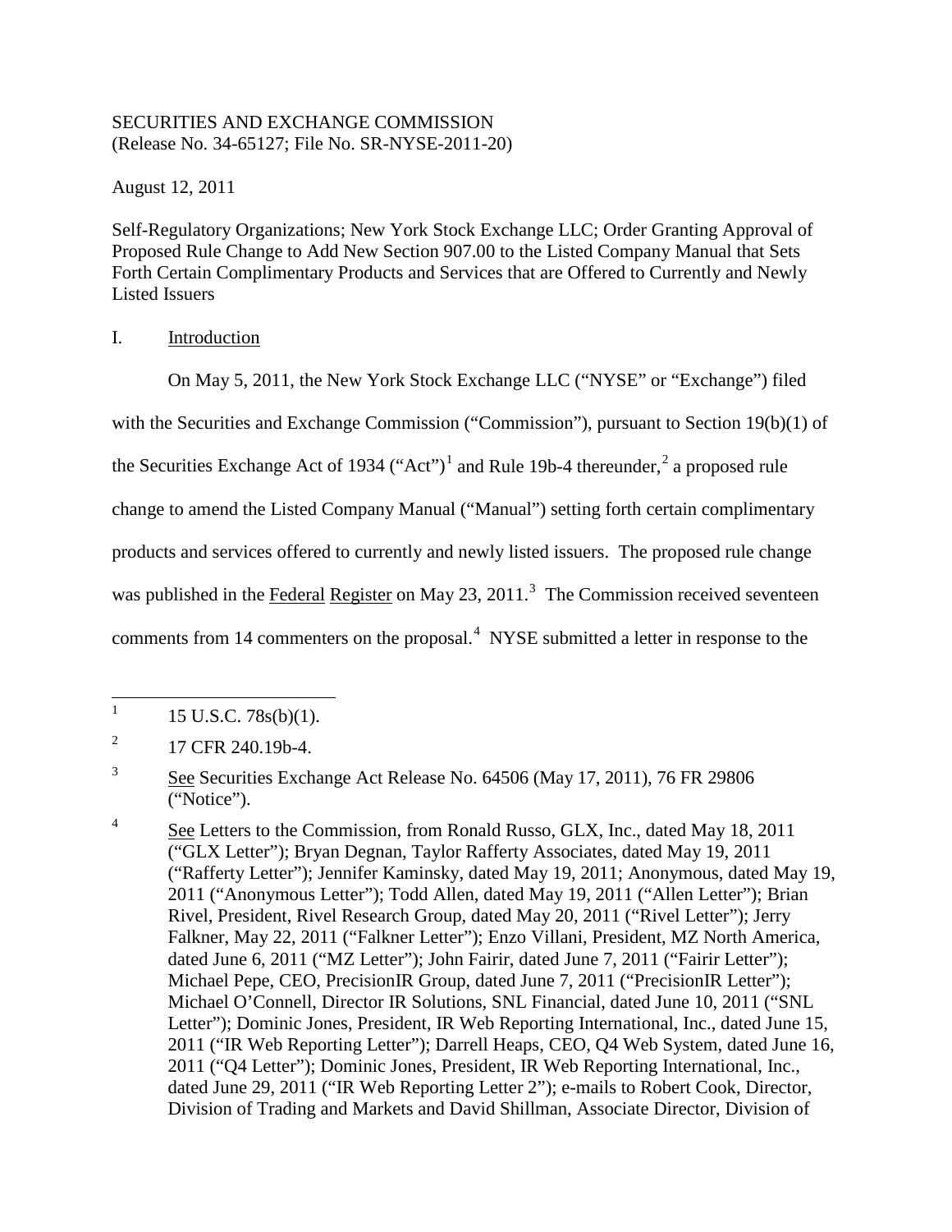SECURITIES AND EXCHANGE COMMISSION
(Release No. 34-65127; File No. SR-NYSE-2011-20)

August 12, 2011

Self-Regulatory Organizations; New York Stock Exchange LLC; Order Granting Approval of Proposed Rule Change to Add New Section 907.00 to the Listed Company Manual that Sets Forth Certain Complimentary Products and Services that are Offered to Currently and Newly Listed Issuers

I. Introduction

On May 5, 2011, the New York Stock Exchange LLC ("NYSE" or "Exchange") filed with the Securities and Exchange Commission ("Commission"), pursuant to Section 19(b)(1) of the Securities Exchange Act of 1934 ("Act")[1] and Rule 19b-4 thereunder,[2] a proposed rule change to amend the Listed Company Manual ("Manual") setting forth certain complimentary products and services offered to currently and newly listed issuers. The proposed rule change was published in the Federal Register on May 23, 2011.[3] The Commission received seventeen comments from 14 commenters on the proposal.[4] NYSE submitted a letter in response to the

---

[1] 15 U.S.C. 78s(b)(1).

[2] 17 CFR 240.19b-4.

[3] See Securities Exchange Act Release No. 64506 (May 17, 2011), 76 FR 29806 ("Notice").

[4] See Letters to the Commission, from Ronald Russo, GLX, Inc., dated May 18, 2011 ("GLX Letter"); Bryan Degnan, Taylor Rafferty Associates, dated May 19, 2011 ("Rafferty Letter"); Jennifer Kaminsky, dated May 19, 2011; Anonymous, dated May 19, 2011 ("Anonymous Letter"); Todd Allen, dated May 19, 2011 ("Allen Letter"); Brian Rivel, President, Rivel Research Group, dated May 20, 2011 ("Rivel Letter"); Jerry Falkner, May 22, 2011 ("Falkner Letter"); Enzo Villani, President, MZ North America, dated June 6, 2011 ("MZ Letter"); John Fairir, dated June 7, 2011 ("Fairir Letter"); Michael Pepe, CEO, PrecisionIR Group, dated June 7, 2011 ("PrecisionIR Letter"); Michael O'Connell, Director IR Solutions, SNL Financial, dated June 10, 2011 ("SNL Letter"); Dominic Jones, President, IR Web Reporting International, Inc., dated June 15, 2011 ("IR Web Reporting Letter"); Darrell Heaps, CEO, Q4 Web System, dated June 16, 2011 ("Q4 Letter"); Dominic Jones, President, IR Web Reporting International, Inc., dated June 29, 2011 ("IR Web Reporting Letter 2"); e-mails to Robert Cook, Director, Division of Trading and Markets and David Shillman, Associate Director, Division of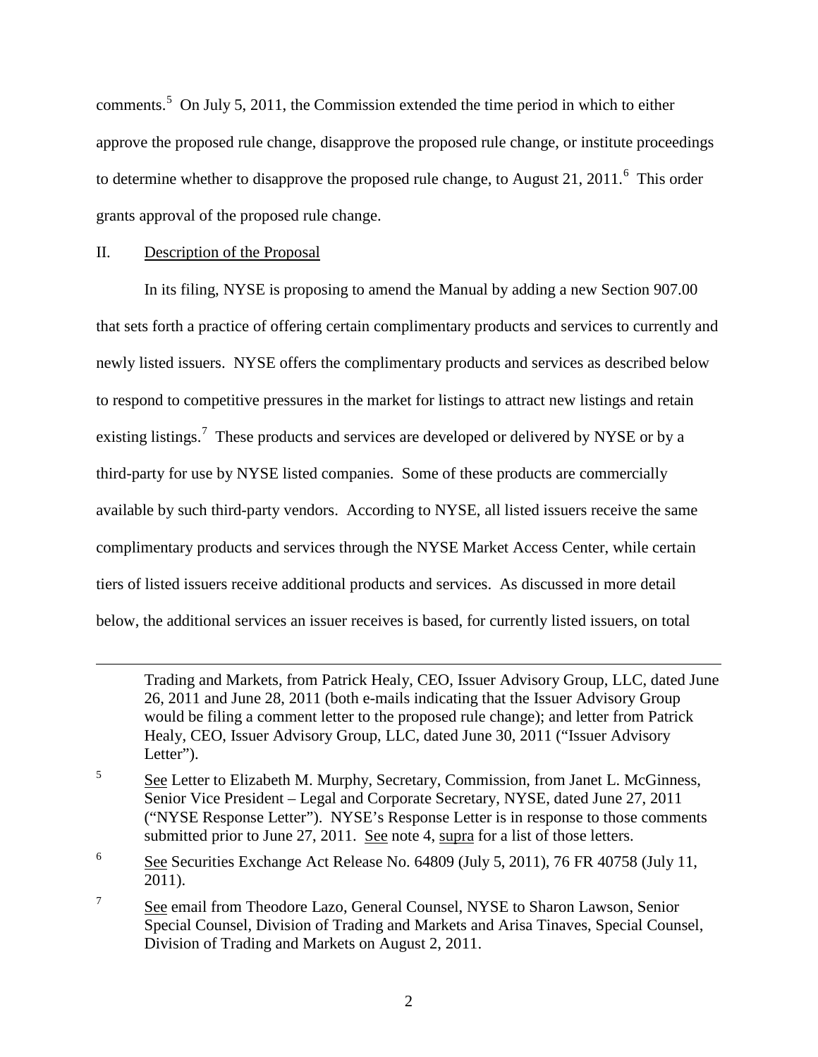comments.[5] On July 5, 2011, the Commission extended the time period in which to either approve the proposed rule change, disapprove the proposed rule change, or institute proceedings to determine whether to disapprove the proposed rule change, to August 21, 2011.[6] This order grants approval of the proposed rule change.

## II. Description of the Proposal

In its filing, NYSE is proposing to amend the Manual by adding a new Section 907.00 that sets forth a practice of offering certain complimentary products and services to currently and newly listed issuers. NYSE offers the complimentary products and services as described below to respond to competitive pressures in the market for listings to attract new listings and retain existing listings.[7] These products and services are developed or delivered by NYSE or by a third-party for use by NYSE listed companies. Some of these products are commercially available by such third-party vendors. According to NYSE, all listed issuers receive the same complimentary products and services through the NYSE Market Access Center, while certain tiers of listed issuers receive additional products and services. As discussed in more detail below, the additional services an issuer receives is based, for currently listed issuers, on total

---

Trading and Markets, from Patrick Healy, CEO, Issuer Advisory Group, LLC, dated June 26, 2011 and June 28, 2011 (both e-mails indicating that the Issuer Advisory Group would be filing a comment letter to the proposed rule change); and letter from Patrick Healy, CEO, Issuer Advisory Group, LLC, dated June 30, 2011 ("Issuer Advisory Letter").

[5] See Letter to Elizabeth M. Murphy, Secretary, Commission, from Janet L. McGinness, Senior Vice President – Legal and Corporate Secretary, NYSE, dated June 27, 2011 ("NYSE Response Letter"). NYSE's Response Letter is in response to those comments submitted prior to June 27, 2011. See note 4, supra for a list of those letters.

[6] See Securities Exchange Act Release No. 64809 (July 5, 2011), 76 FR 40758 (July 11, 2011).

[7] See email from Theodore Lazo, General Counsel, NYSE to Sharon Lawson, Senior Special Counsel, Division of Trading and Markets and Arisa Tinaves, Special Counsel, Division of Trading and Markets on August 2, 2011.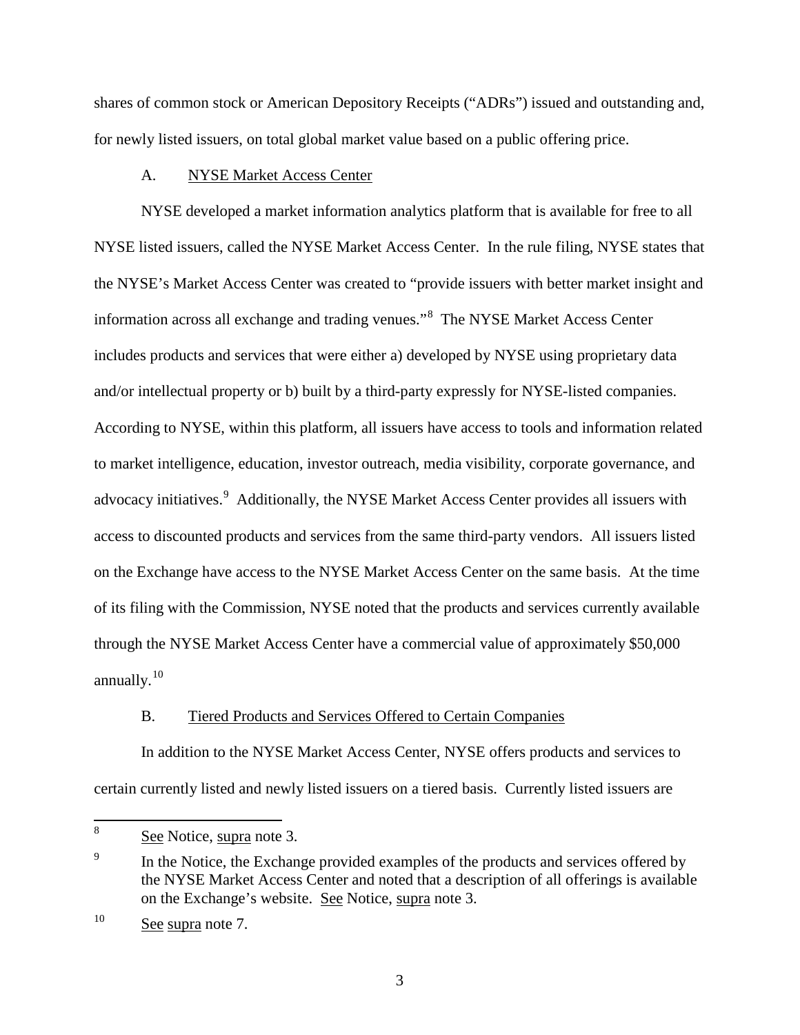shares of common stock or American Depository Receipts ("ADRs") issued and outstanding and, for newly listed issuers, on total global market value based on a public offering price.

### A. NYSE Market Access Center

NYSE developed a market information analytics platform that is available for free to all NYSE listed issuers, called the NYSE Market Access Center. In the rule filing, NYSE states that the NYSE's Market Access Center was created to "provide issuers with better market insight and information across all exchange and trading venues."[8] The NYSE Market Access Center includes products and services that were either a) developed by NYSE using proprietary data and/or intellectual property or b) built by a third-party expressly for NYSE-listed companies. According to NYSE, within this platform, all issuers have access to tools and information related to market intelligence, education, investor outreach, media visibility, corporate governance, and advocacy initiatives.[9] Additionally, the NYSE Market Access Center provides all issuers with access to discounted products and services from the same third-party vendors. All issuers listed on the Exchange have access to the NYSE Market Access Center on the same basis. At the time of its filing with the Commission, NYSE noted that the products and services currently available through the NYSE Market Access Center have a commercial value of approximately $50,000 annually.[10]

### B. Tiered Products and Services Offered to Certain Companies

In addition to the NYSE Market Access Center, NYSE offers products and services to certain currently listed and newly listed issuers on a tiered basis. Currently listed issuers are

---

[8] See Notice, supra note 3.

[9] In the Notice, the Exchange provided examples of the products and services offered by the NYSE Market Access Center and noted that a description of all offerings is available on the Exchange's website. See Notice, supra note 3.

[10] See supra note 7.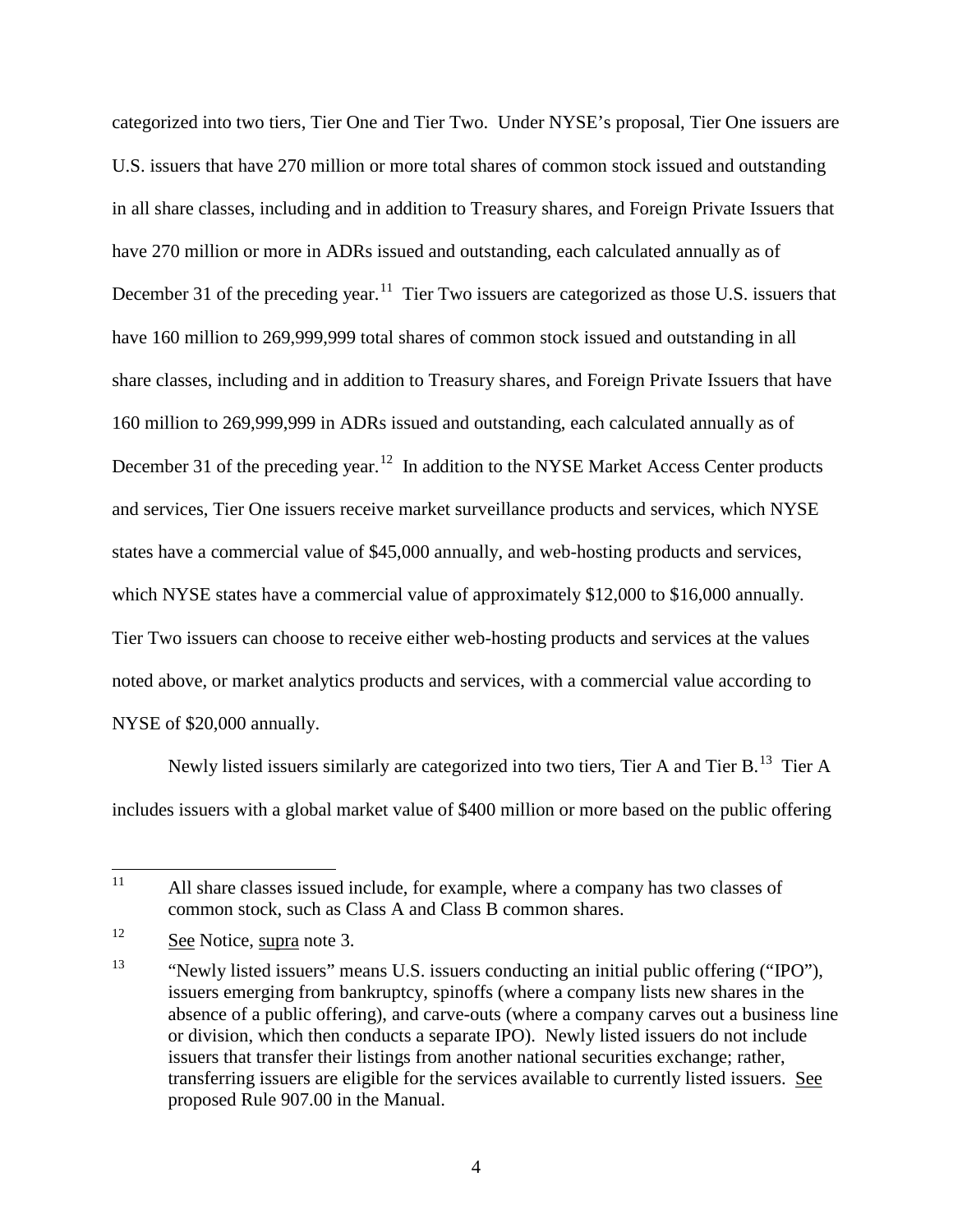categorized into two tiers, Tier One and Tier Two. Under NYSE's proposal, Tier One issuers are U.S. issuers that have 270 million or more total shares of common stock issued and outstanding in all share classes, including and in addition to Treasury shares, and Foreign Private Issuers that have 270 million or more in ADRs issued and outstanding, each calculated annually as of December 31 of the preceding year.[11] Tier Two issuers are categorized as those U.S. issuers that have 160 million to 269,999,999 total shares of common stock issued and outstanding in all share classes, including and in addition to Treasury shares, and Foreign Private Issuers that have 160 million to 269,999,999 in ADRs issued and outstanding, each calculated annually as of December 31 of the preceding year.[12] In addition to the NYSE Market Access Center products and services, Tier One issuers receive market surveillance products and services, which NYSE states have a commercial value of $45,000 annually, and web-hosting products and services, which NYSE states have a commercial value of approximately $12,000 to $16,000 annually. Tier Two issuers can choose to receive either web-hosting products and services at the values noted above, or market analytics products and services, with a commercial value according to NYSE of $20,000 annually.

Newly listed issuers similarly are categorized into two tiers, Tier A and Tier B.[13] Tier A includes issuers with a global market value of $400 million or more based on the public offering

---

[11] All share classes issued include, for example, where a company has two classes of common stock, such as Class A and Class B common shares.

[12] See Notice, supra note 3.

[13] "Newly listed issuers" means U.S. issuers conducting an initial public offering ("IPO"), issuers emerging from bankruptcy, spinoffs (where a company lists new shares in the absence of a public offering), and carve-outs (where a company carves out a business line or division, which then conducts a separate IPO). Newly listed issuers do not include issuers that transfer their listings from another national securities exchange; rather, transferring issuers are eligible for the services available to currently listed issuers. See proposed Rule 907.00 in the Manual.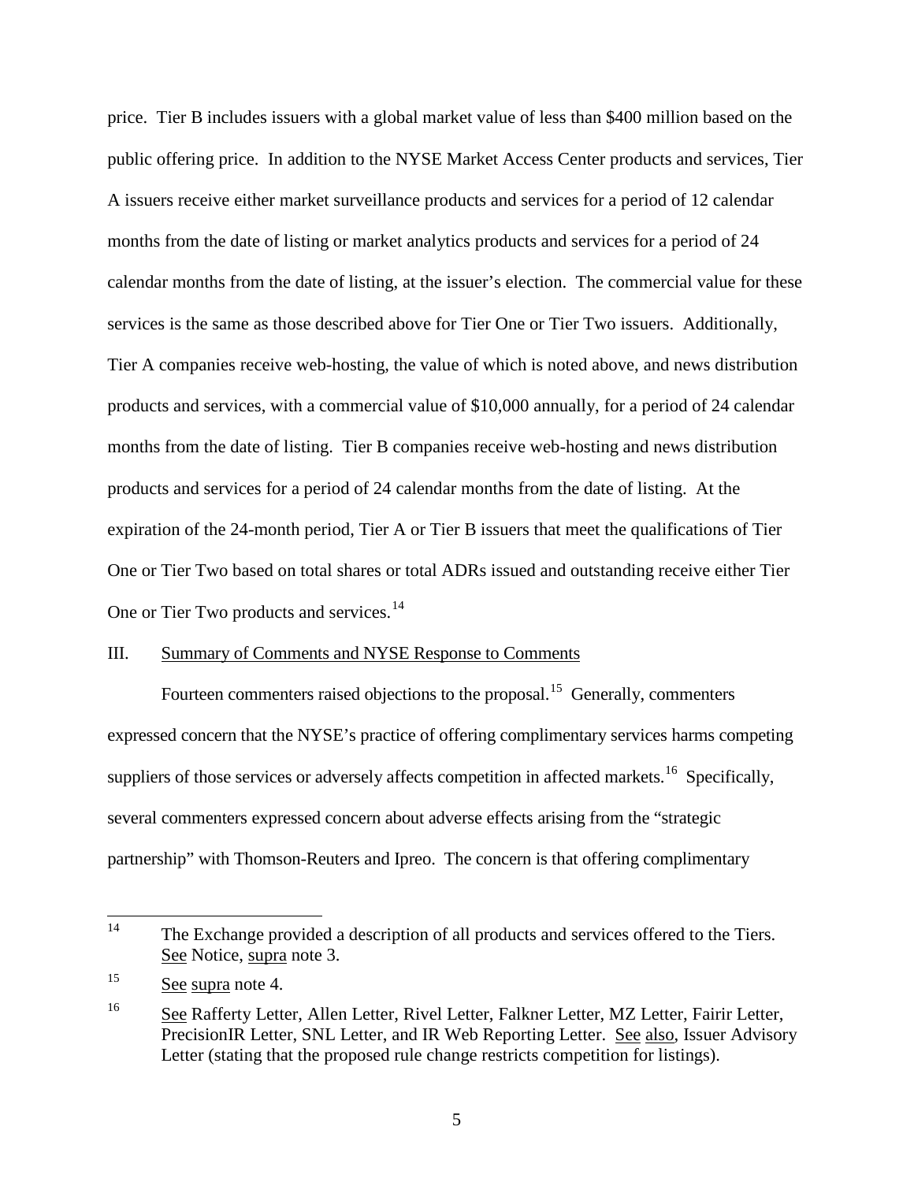price. Tier B includes issuers with a global market value of less than $400 million based on the public offering price. In addition to the NYSE Market Access Center products and services, Tier A issuers receive either market surveillance products and services for a period of 12 calendar months from the date of listing or market analytics products and services for a period of 24 calendar months from the date of listing, at the issuer's election. The commercial value for these services is the same as those described above for Tier One or Tier Two issuers. Additionally, Tier A companies receive web-hosting, the value of which is noted above, and news distribution products and services, with a commercial value of $10,000 annually, for a period of 24 calendar months from the date of listing. Tier B companies receive web-hosting and news distribution products and services for a period of 24 calendar months from the date of listing. At the expiration of the 24-month period, Tier A or Tier B issuers that meet the qualifications of Tier One or Tier Two based on total shares or total ADRs issued and outstanding receive either Tier One or Tier Two products and services.[14]

III. Summary of Comments and NYSE Response to Comments

Fourteen commenters raised objections to the proposal.[15] Generally, commenters expressed concern that the NYSE's practice of offering complimentary services harms competing suppliers of those services or adversely affects competition in affected markets.[16] Specifically, several commenters expressed concern about adverse effects arising from the "strategic partnership" with Thomson-Reuters and Ipreo. The concern is that offering complimentary

---

[14] The Exchange provided a description of all products and services offered to the Tiers. See Notice, supra note 3.

[15] See supra note 4.

[16] See Rafferty Letter, Allen Letter, Rivel Letter, Falkner Letter, MZ Letter, Fairir Letter, PrecisionIR Letter, SNL Letter, and IR Web Reporting Letter. See also, Issuer Advisory Letter (stating that the proposed rule change restricts competition for listings).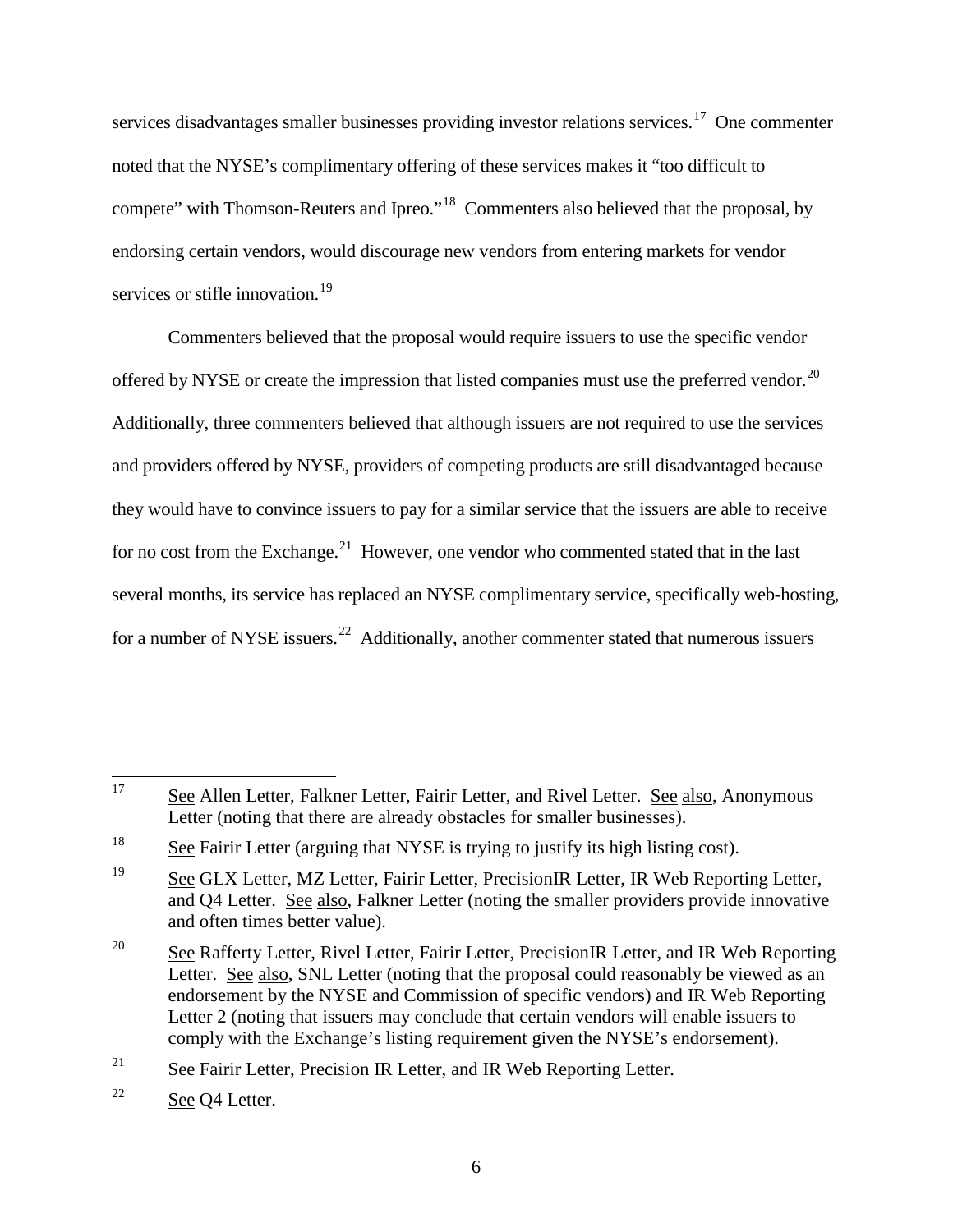services disadvantages smaller businesses providing investor relations services.[17] One commenter noted that the NYSE's complimentary offering of these services makes it "too difficult to compete" with Thomson-Reuters and Ipreo."[18] Commenters also believed that the proposal, by endorsing certain vendors, would discourage new vendors from entering markets for vendor services or stifle innovation.[19]

Commenters believed that the proposal would require issuers to use the specific vendor offered by NYSE or create the impression that listed companies must use the preferred vendor.[20] Additionally, three commenters believed that although issuers are not required to use the services and providers offered by NYSE, providers of competing products are still disadvantaged because they would have to convince issuers to pay for a similar service that the issuers are able to receive for no cost from the Exchange.[21] However, one vendor who commented stated that in the last several months, its service has replaced an NYSE complimentary service, specifically web-hosting, for a number of NYSE issuers.[22] Additionally, another commenter stated that numerous issuers

---

[17] See Allen Letter, Falkner Letter, Fairir Letter, and Rivel Letter. See also, Anonymous Letter (noting that there are already obstacles for smaller businesses).

[18] See Fairir Letter (arguing that NYSE is trying to justify its high listing cost).

[19] See GLX Letter, MZ Letter, Fairir Letter, PrecisionIR Letter, IR Web Reporting Letter, and Q4 Letter. See also, Falkner Letter (noting the smaller providers provide innovative and often times better value).

[20] See Rafferty Letter, Rivel Letter, Fairir Letter, PrecisionIR Letter, and IR Web Reporting Letter. See also, SNL Letter (noting that the proposal could reasonably be viewed as an endorsement by the NYSE and Commission of specific vendors) and IR Web Reporting Letter 2 (noting that issuers may conclude that certain vendors will enable issuers to comply with the Exchange's listing requirement given the NYSE's endorsement).

[21] See Fairir Letter, Precision IR Letter, and IR Web Reporting Letter.

[22] See Q4 Letter.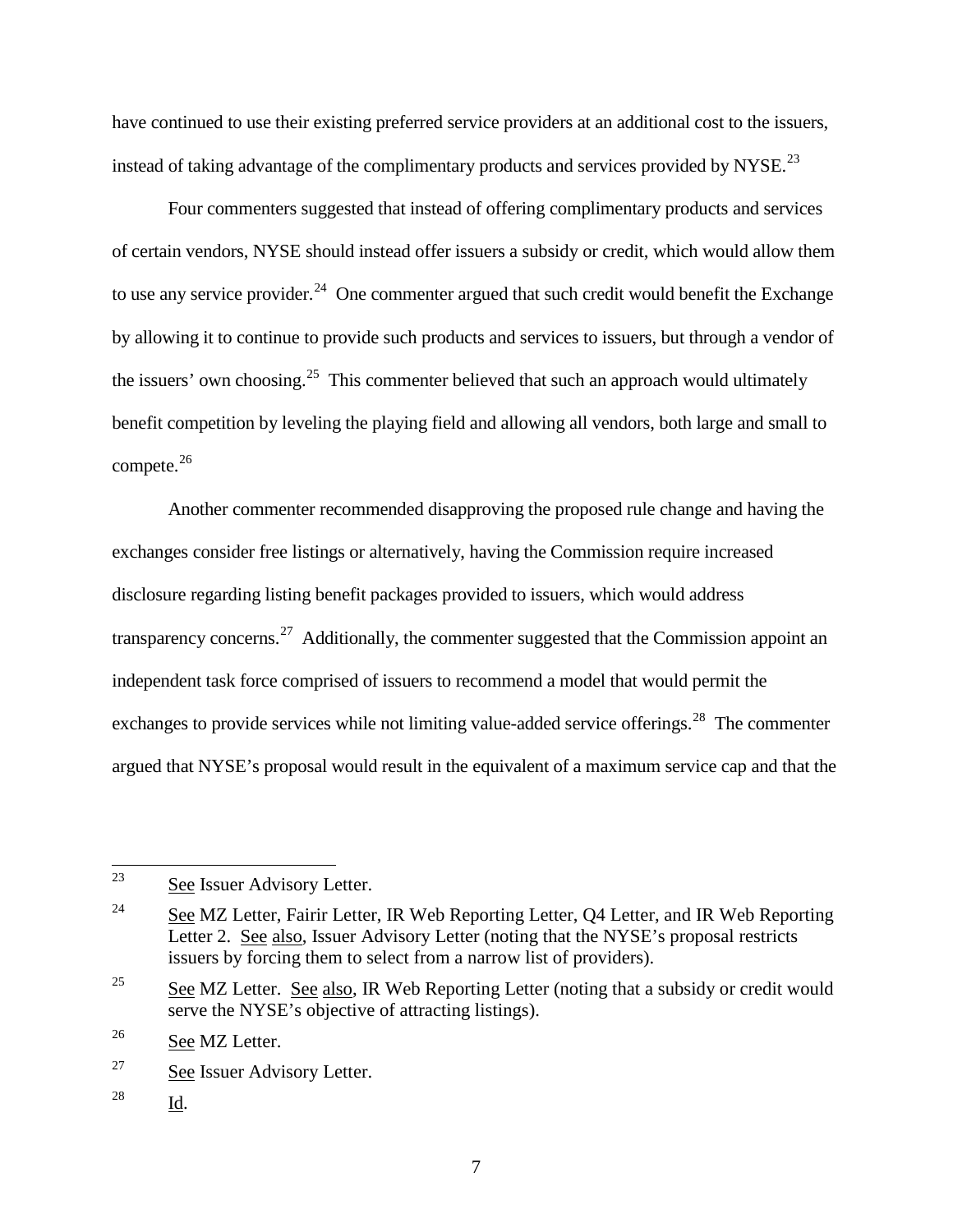have continued to use their existing preferred service providers at an additional cost to the issuers, instead of taking advantage of the complimentary products and services provided by NYSE.[23]

Four commenters suggested that instead of offering complimentary products and services of certain vendors, NYSE should instead offer issuers a subsidy or credit, which would allow them to use any service provider.[24] One commenter argued that such credit would benefit the Exchange by allowing it to continue to provide such products and services to issuers, but through a vendor of the issuers' own choosing.[25] This commenter believed that such an approach would ultimately benefit competition by leveling the playing field and allowing all vendors, both large and small to compete.[26]

Another commenter recommended disapproving the proposed rule change and having the exchanges consider free listings or alternatively, having the Commission require increased disclosure regarding listing benefit packages provided to issuers, which would address transparency concerns.[27] Additionally, the commenter suggested that the Commission appoint an independent task force comprised of issuers to recommend a model that would permit the exchanges to provide services while not limiting value-added service offerings.[28] The commenter argued that NYSE's proposal would result in the equivalent of a maximum service cap and that the

---

[23] See Issuer Advisory Letter.

[24] See MZ Letter, Fairir Letter, IR Web Reporting Letter, Q4 Letter, and IR Web Reporting Letter 2. See also, Issuer Advisory Letter (noting that the NYSE's proposal restricts issuers by forcing them to select from a narrow list of providers).

[25] See MZ Letter. See also, IR Web Reporting Letter (noting that a subsidy or credit would serve the NYSE's objective of attracting listings).

[26] See MZ Letter.

[27] See Issuer Advisory Letter.

[28] Id.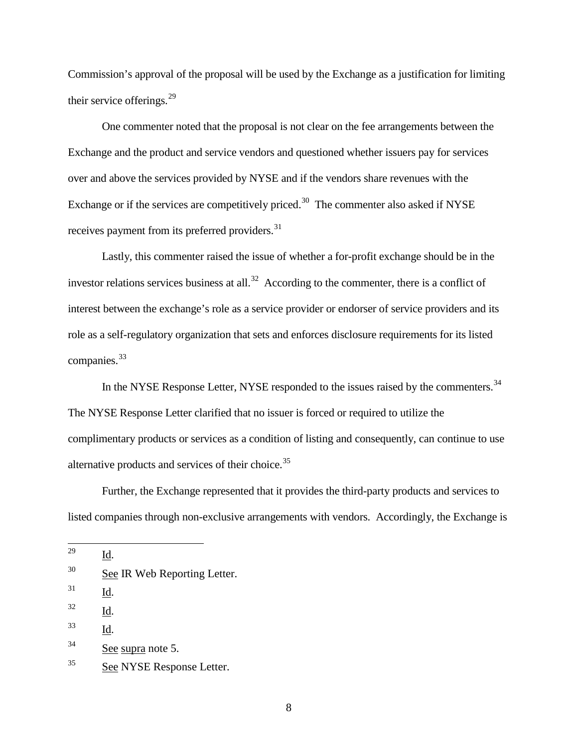Commission's approval of the proposal will be used by the Exchange as a justification for limiting their service offerings.[29]

One commenter noted that the proposal is not clear on the fee arrangements between the Exchange and the product and service vendors and questioned whether issuers pay for services over and above the services provided by NYSE and if the vendors share revenues with the Exchange or if the services are competitively priced.[30] The commenter also asked if NYSE receives payment from its preferred providers.[31]

Lastly, this commenter raised the issue of whether a for-profit exchange should be in the investor relations services business at all.[32] According to the commenter, there is a conflict of interest between the exchange's role as a service provider or endorser of service providers and its role as a self-regulatory organization that sets and enforces disclosure requirements for its listed companies.[33]

In the NYSE Response Letter, NYSE responded to the issues raised by the commenters.[34] The NYSE Response Letter clarified that no issuer is forced or required to utilize the complimentary products or services as a condition of listing and consequently, can continue to use alternative products and services of their choice.[35]

Further, the Exchange represented that it provides the third-party products and services to listed companies through non-exclusive arrangements with vendors. Accordingly, the Exchange is

---

[29] Id.

[30] See IR Web Reporting Letter.

[31] Id.

[32] Id.

[33] Id.

[34] See supra note 5.

[35] See NYSE Response Letter.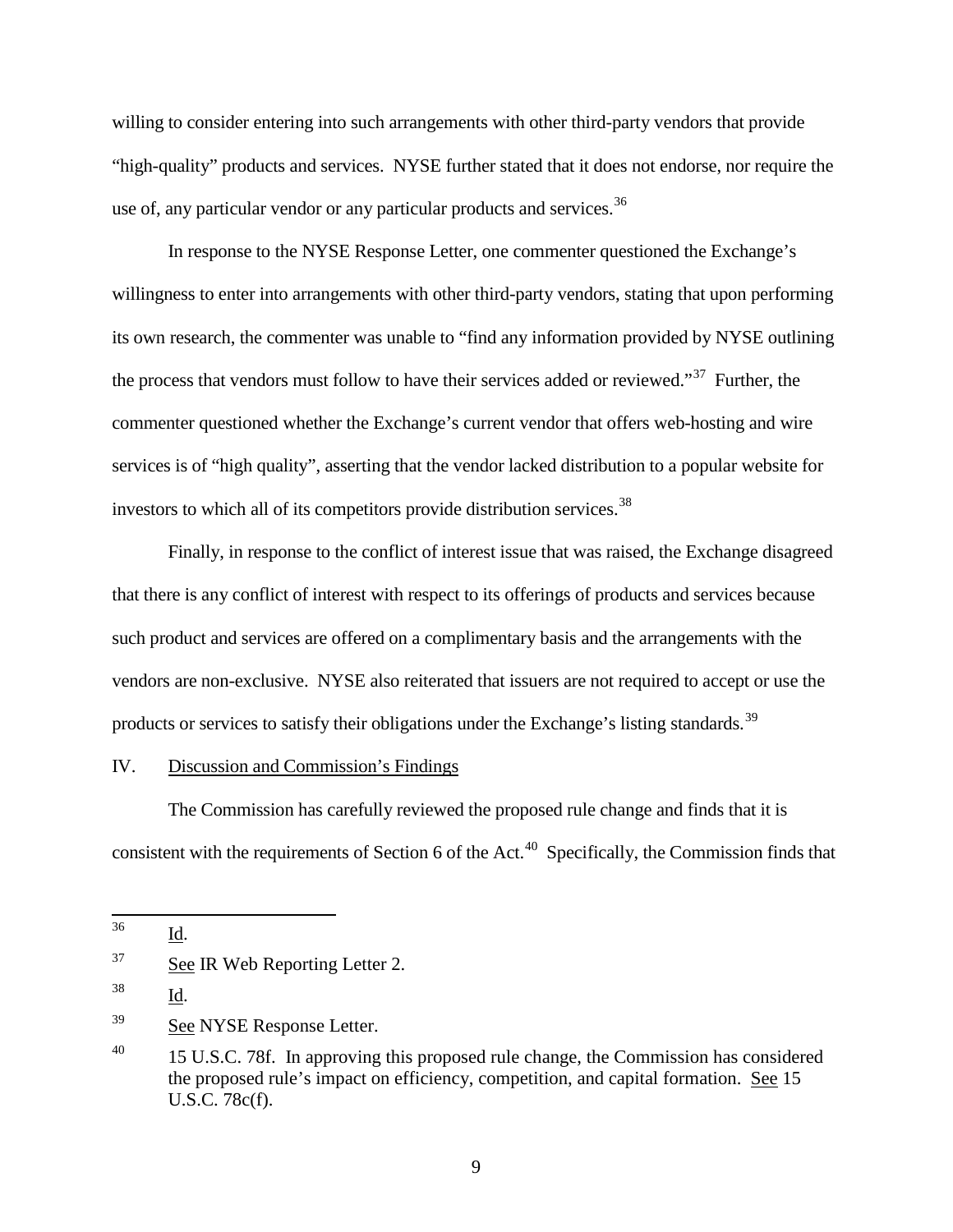willing to consider entering into such arrangements with other third-party vendors that provide "high-quality" products and services. NYSE further stated that it does not endorse, nor require the use of, any particular vendor or any particular products and services.[36]

In response to the NYSE Response Letter, one commenter questioned the Exchange's willingness to enter into arrangements with other third-party vendors, stating that upon performing its own research, the commenter was unable to "find any information provided by NYSE outlining the process that vendors must follow to have their services added or reviewed."[37] Further, the commenter questioned whether the Exchange's current vendor that offers web-hosting and wire services is of "high quality", asserting that the vendor lacked distribution to a popular website for investors to which all of its competitors provide distribution services.[38]

Finally, in response to the conflict of interest issue that was raised, the Exchange disagreed that there is any conflict of interest with respect to its offerings of products and services because such product and services are offered on a complimentary basis and the arrangements with the vendors are non-exclusive. NYSE also reiterated that issuers are not required to accept or use the products or services to satisfy their obligations under the Exchange's listing standards.[39]

## IV. Discussion and Commission's Findings

The Commission has carefully reviewed the proposed rule change and finds that it is consistent with the requirements of Section 6 of the Act.[40] Specifically, the Commission finds that

---

[36] Id.

[37] See IR Web Reporting Letter 2.

[38] Id.

[39] See NYSE Response Letter.

[40] 15 U.S.C. 78f. In approving this proposed rule change, the Commission has considered the proposed rule's impact on efficiency, competition, and capital formation. See 15 U.S.C. 78c(f).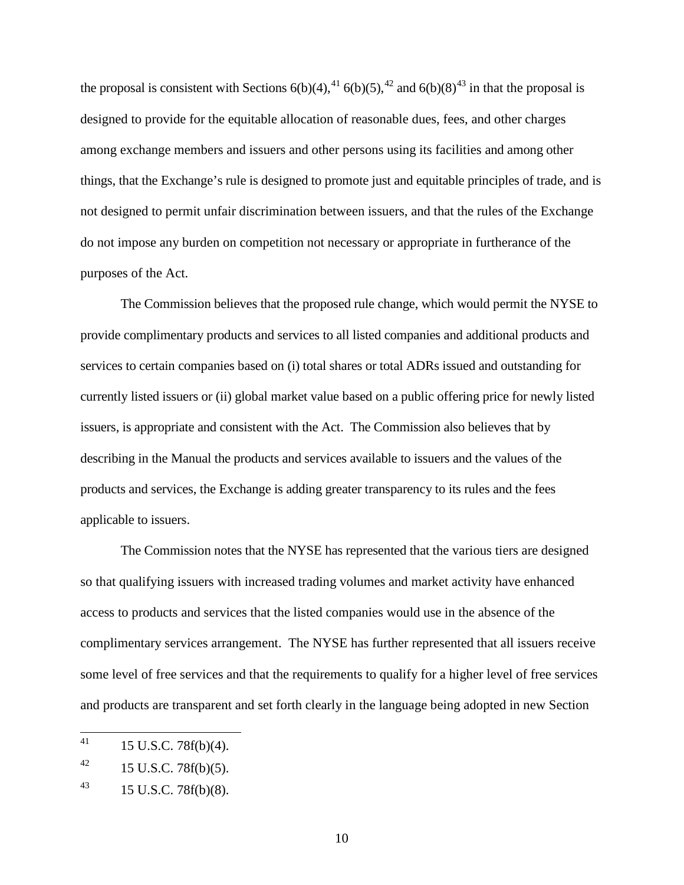the proposal is consistent with Sections 6(b)(4),[41] 6(b)(5),[42] and 6(b)(8)[43] in that the proposal is designed to provide for the equitable allocation of reasonable dues, fees, and other charges among exchange members and issuers and other persons using its facilities and among other things, that the Exchange's rule is designed to promote just and equitable principles of trade, and is not designed to permit unfair discrimination between issuers, and that the rules of the Exchange do not impose any burden on competition not necessary or appropriate in furtherance of the purposes of the Act.

The Commission believes that the proposed rule change, which would permit the NYSE to provide complimentary products and services to all listed companies and additional products and services to certain companies based on (i) total shares or total ADRs issued and outstanding for currently listed issuers or (ii) global market value based on a public offering price for newly listed issuers, is appropriate and consistent with the Act. The Commission also believes that by describing in the Manual the products and services available to issuers and the values of the products and services, the Exchange is adding greater transparency to its rules and the fees applicable to issuers.

The Commission notes that the NYSE has represented that the various tiers are designed so that qualifying issuers with increased trading volumes and market activity have enhanced access to products and services that the listed companies would use in the absence of the complimentary services arrangement. The NYSE has further represented that all issuers receive some level of free services and that the requirements to qualify for a higher level of free services and products are transparent and set forth clearly in the language being adopted in new Section

---

[41] 15 U.S.C. 78f(b)(4).

[42] 15 U.S.C. 78f(b)(5).

[43] 15 U.S.C. 78f(b)(8).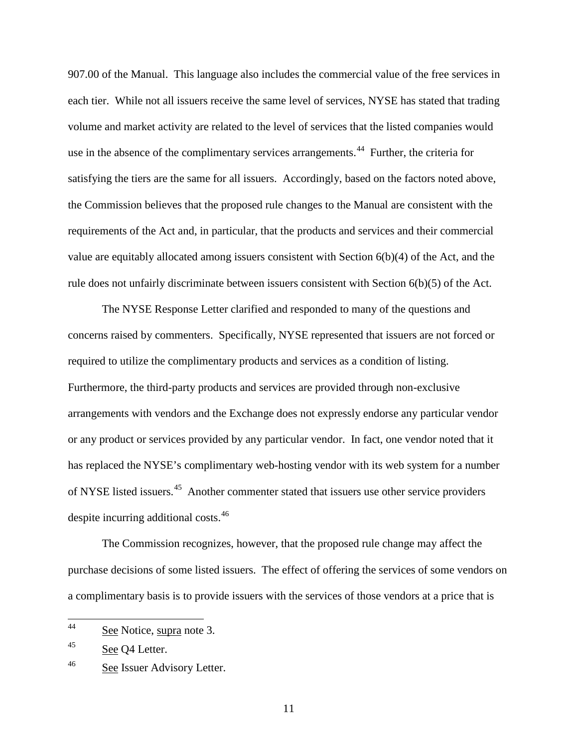907.00 of the Manual. This language also includes the commercial value of the free services in each tier. While not all issuers receive the same level of services, NYSE has stated that trading volume and market activity are related to the level of services that the listed companies would use in the absence of the complimentary services arrangements.[44] Further, the criteria for satisfying the tiers are the same for all issuers. Accordingly, based on the factors noted above, the Commission believes that the proposed rule changes to the Manual are consistent with the requirements of the Act and, in particular, that the products and services and their commercial value are equitably allocated among issuers consistent with Section 6(b)(4) of the Act, and the rule does not unfairly discriminate between issuers consistent with Section 6(b)(5) of the Act.

The NYSE Response Letter clarified and responded to many of the questions and concerns raised by commenters. Specifically, NYSE represented that issuers are not forced or required to utilize the complimentary products and services as a condition of listing. Furthermore, the third-party products and services are provided through non-exclusive arrangements with vendors and the Exchange does not expressly endorse any particular vendor or any product or services provided by any particular vendor. In fact, one vendor noted that it has replaced the NYSE's complimentary web-hosting vendor with its web system for a number of NYSE listed issuers.[45] Another commenter stated that issuers use other service providers despite incurring additional costs.[46]

The Commission recognizes, however, that the proposed rule change may affect the purchase decisions of some listed issuers. The effect of offering the services of some vendors on a complimentary basis is to provide issuers with the services of those vendors at a price that is

---

[44] See Notice, supra note 3.

[45] See Q4 Letter.

[46] See Issuer Advisory Letter.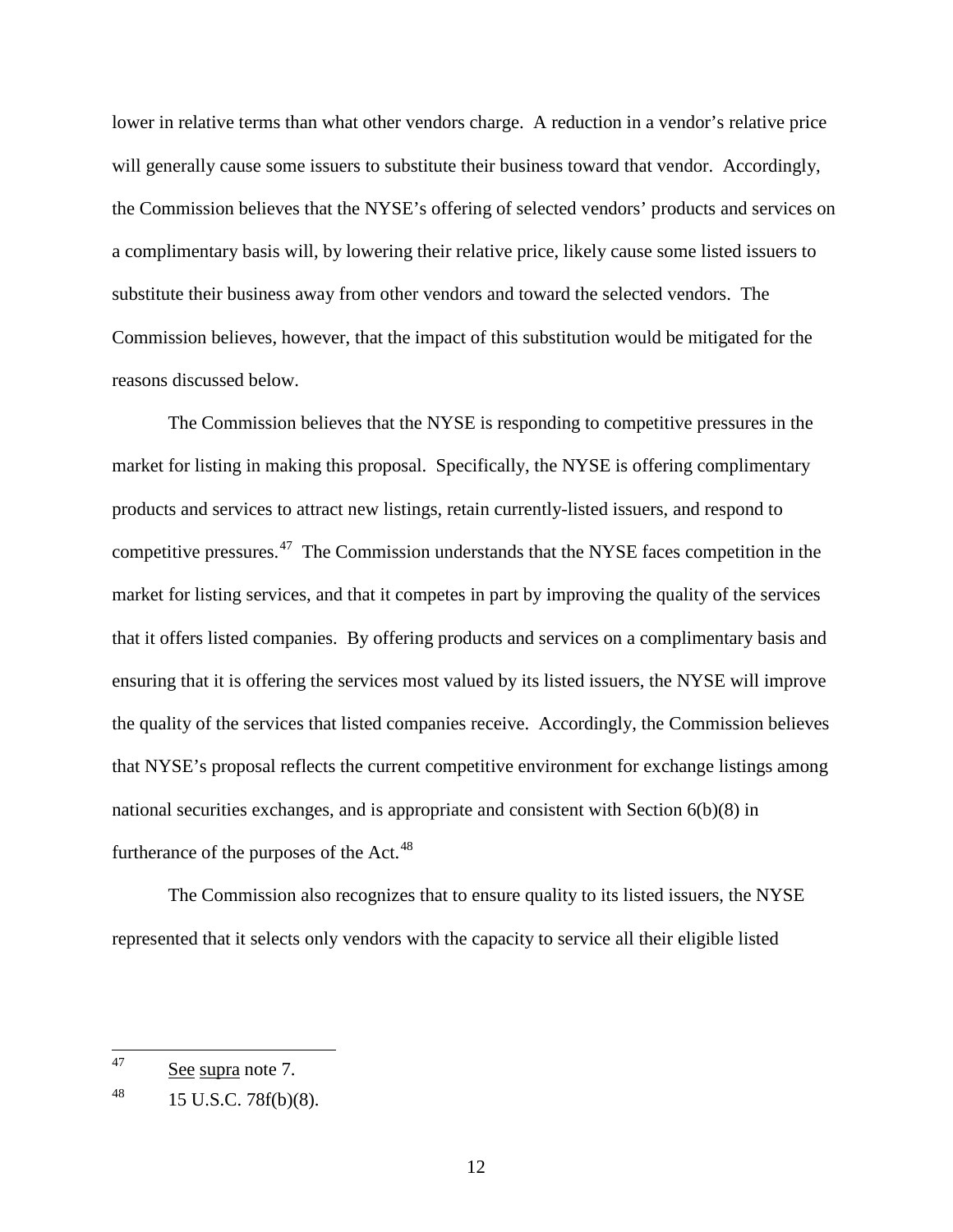lower in relative terms than what other vendors charge. A reduction in a vendor's relative price will generally cause some issuers to substitute their business toward that vendor. Accordingly, the Commission believes that the NYSE's offering of selected vendors' products and services on a complimentary basis will, by lowering their relative price, likely cause some listed issuers to substitute their business away from other vendors and toward the selected vendors. The Commission believes, however, that the impact of this substitution would be mitigated for the reasons discussed below.

The Commission believes that the NYSE is responding to competitive pressures in the market for listing in making this proposal. Specifically, the NYSE is offering complimentary products and services to attract new listings, retain currently-listed issuers, and respond to competitive pressures.[47] The Commission understands that the NYSE faces competition in the market for listing services, and that it competes in part by improving the quality of the services that it offers listed companies. By offering products and services on a complimentary basis and ensuring that it is offering the services most valued by its listed issuers, the NYSE will improve the quality of the services that listed companies receive. Accordingly, the Commission believes that NYSE's proposal reflects the current competitive environment for exchange listings among national securities exchanges, and is appropriate and consistent with Section 6(b)(8) in furtherance of the purposes of the Act.[48]

The Commission also recognizes that to ensure quality to its listed issuers, the NYSE represented that it selects only vendors with the capacity to service all their eligible listed

---

[47] See supra note 7.

[48] 15 U.S.C. 78f(b)(8).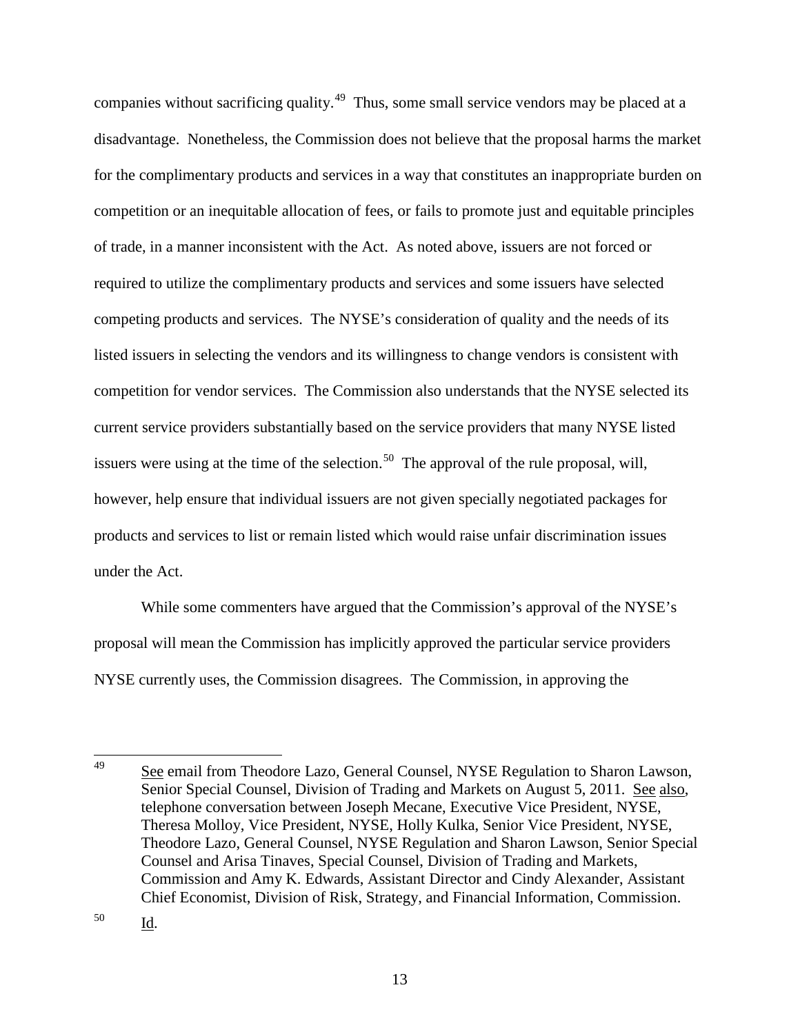companies without sacrificing quality.[49] Thus, some small service vendors may be placed at a disadvantage. Nonetheless, the Commission does not believe that the proposal harms the market for the complimentary products and services in a way that constitutes an inappropriate burden on competition or an inequitable allocation of fees, or fails to promote just and equitable principles of trade, in a manner inconsistent with the Act. As noted above, issuers are not forced or required to utilize the complimentary products and services and some issuers have selected competing products and services. The NYSE's consideration of quality and the needs of its listed issuers in selecting the vendors and its willingness to change vendors is consistent with competition for vendor services. The Commission also understands that the NYSE selected its current service providers substantially based on the service providers that many NYSE listed issuers were using at the time of the selection.[50] The approval of the rule proposal, will, however, help ensure that individual issuers are not given specially negotiated packages for products and services to list or remain listed which would raise unfair discrimination issues under the Act.

While some commenters have argued that the Commission's approval of the NYSE's proposal will mean the Commission has implicitly approved the particular service providers NYSE currently uses, the Commission disagrees. The Commission, in approving the

---

[49] See email from Theodore Lazo, General Counsel, NYSE Regulation to Sharon Lawson, Senior Special Counsel, Division of Trading and Markets on August 5, 2011. See also, telephone conversation between Joseph Mecane, Executive Vice President, NYSE, Theresa Molloy, Vice President, NYSE, Holly Kulka, Senior Vice President, NYSE, Theodore Lazo, General Counsel, NYSE Regulation and Sharon Lawson, Senior Special Counsel and Arisa Tinaves, Special Counsel, Division of Trading and Markets, Commission and Amy K. Edwards, Assistant Director and Cindy Alexander, Assistant Chief Economist, Division of Risk, Strategy, and Financial Information, Commission.

[50] Id.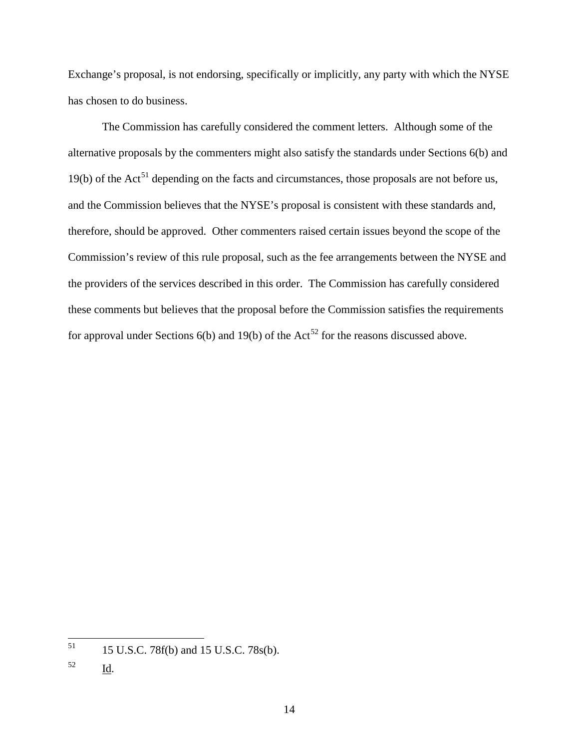Exchange's proposal, is not endorsing, specifically or implicitly, any party with which the NYSE has chosen to do business.

The Commission has carefully considered the comment letters. Although some of the alternative proposals by the commenters might also satisfy the standards under Sections 6(b) and 19(b) of the Act[51] depending on the facts and circumstances, those proposals are not before us, and the Commission believes that the NYSE's proposal is consistent with these standards and, therefore, should be approved. Other commenters raised certain issues beyond the scope of the Commission's review of this rule proposal, such as the fee arrangements between the NYSE and the providers of the services described in this order. The Commission has carefully considered these comments but believes that the proposal before the Commission satisfies the requirements for approval under Sections 6(b) and 19(b) of the Act[52] for the reasons discussed above.

---

[51] 15 U.S.C. 78f(b) and 15 U.S.C. 78s(b).

[52] Id.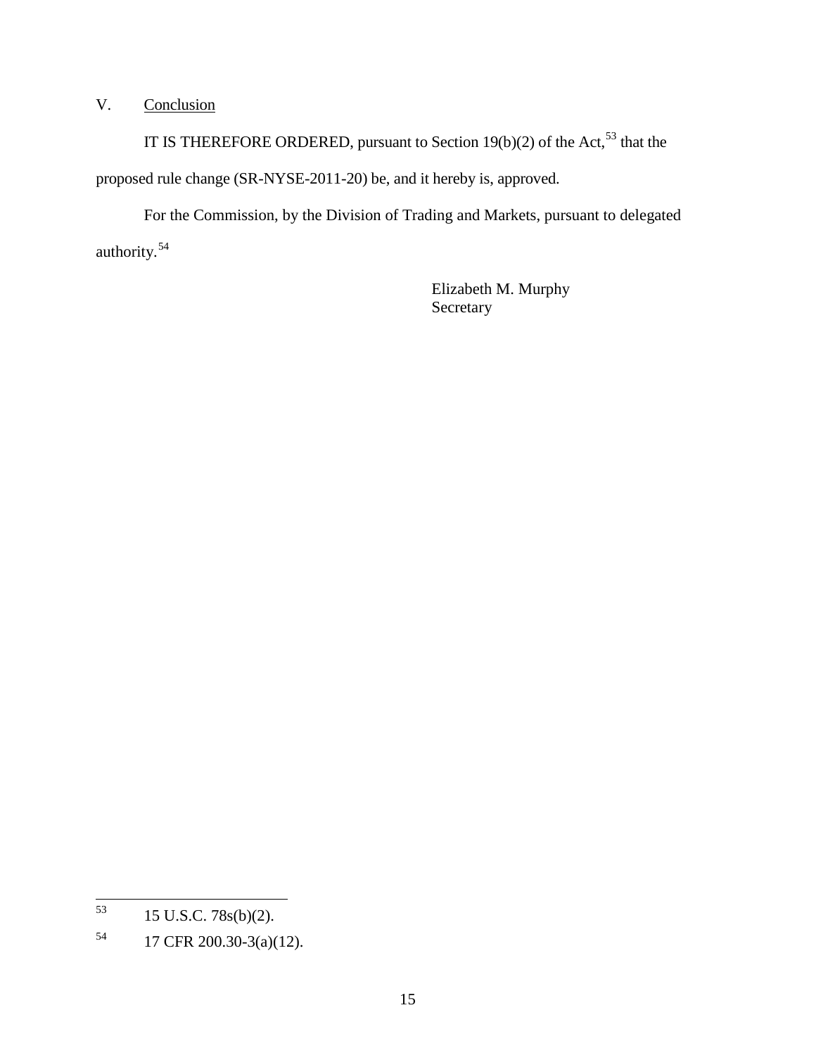## V. Conclusion

IT IS THEREFORE ORDERED, pursuant to Section 19(b)(2) of the Act,[53] that the proposed rule change (SR-NYSE-2011-20) be, and it hereby is, approved.

For the Commission, by the Division of Trading and Markets, pursuant to delegated authority.[54]

Elizabeth M. Murphy
Secretary

---

[53] 15 U.S.C. 78s(b)(2).

[54] 17 CFR 200.30-3(a)(12).